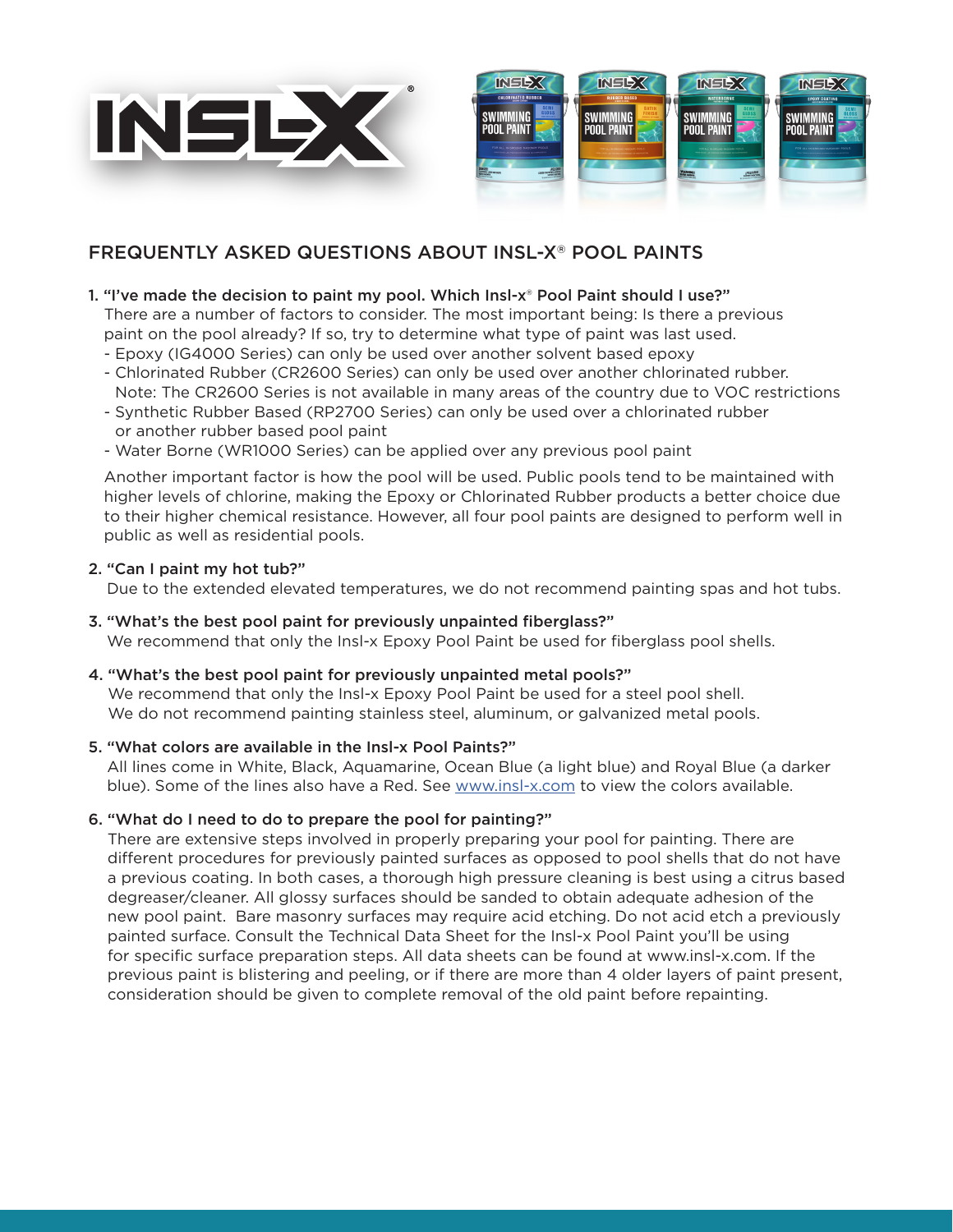# FREQUENTLY ASKED QUESTIONS ABOUT INSL-X® POOL PAINTS

**1. "I've made the decision to paint my pool. Which Insl-x® Pool Paint should I use?"**

There are a number of factors to consider. The most important being: Is there a previous paint on the pool already? If so, try to determine what type of paint was last used.

- Epoxy (IG4000 Series) can only be used over another solvent based epoxy
- Chlorinated Rubber (CR2600 Series) can only be used over another chlorinated rubber. Note: The CR2600 Series is not available in many areas of the country due to VOC restrictions
- Synthetic Rubber Based (RP2700 Series) can only be used over a chlorinated rubber or another rubber based pool paint
- Water Borne (WR1000 Series) can be applied over any previous pool paint

Another important factor is how the pool will be used. Public pools tend to be maintained with higher levels of chlorine, making the Epoxy or Chlorinated Rubber products a better choice due to their higher chemical resistance. However, all four pool paints are designed to perform well in public as well as residential pools.

**2. "Can I paint my hot tub?"**

Due to the extended elevated temperatures, we do not recommend painting spas and hot tubs.

**3. "What's the best pool paint for previously unpainted fiberglass?"**

We recommend that only the Insl-x Epoxy Pool Paint be used for fiberglass pool shells.

**4. "What's the best pool paint for previously unpainted metal pools?"**

We recommend that only the Insl-x Epoxy Pool Paint be used for a steel pool shell. We do not recommend painting stainless steel, aluminum, or galvanized metal pools.

**5. "What colors are available in the Insl-x Pool Paints?"**

All lines come in White, Black, Aquamarine, Ocean Blue (a light blue) and Royal Blue (a darker blue). Some of the lines also have a Red. See www.insl-x.com to view the colors available.

**6. "What do I need to do to prepare the pool for painting?"**

There are extensive steps involved in properly preparing your pool for painting. There are different procedures for previously painted surfaces as opposed to pool shells that do not have a previous coating. In both cases, a thorough high pressure cleaning is best using a citrus based degreaser/cleaner. All glossy surfaces should be sanded to obtain adequate adhesion of the new pool paint. Bare masonry surfaces may require acid etching. Do not acid etch a previously painted surface. Consult the Technical Data Sheet for the Insl-x Pool Paint you'll be using for specific surface preparation steps. All data sheets can be found at www.insl-x.com. If the previous paint is blistering and peeling, or if there are more than 4 older layers of paint present, consideration should be given to complete removal of the old paint before repainting.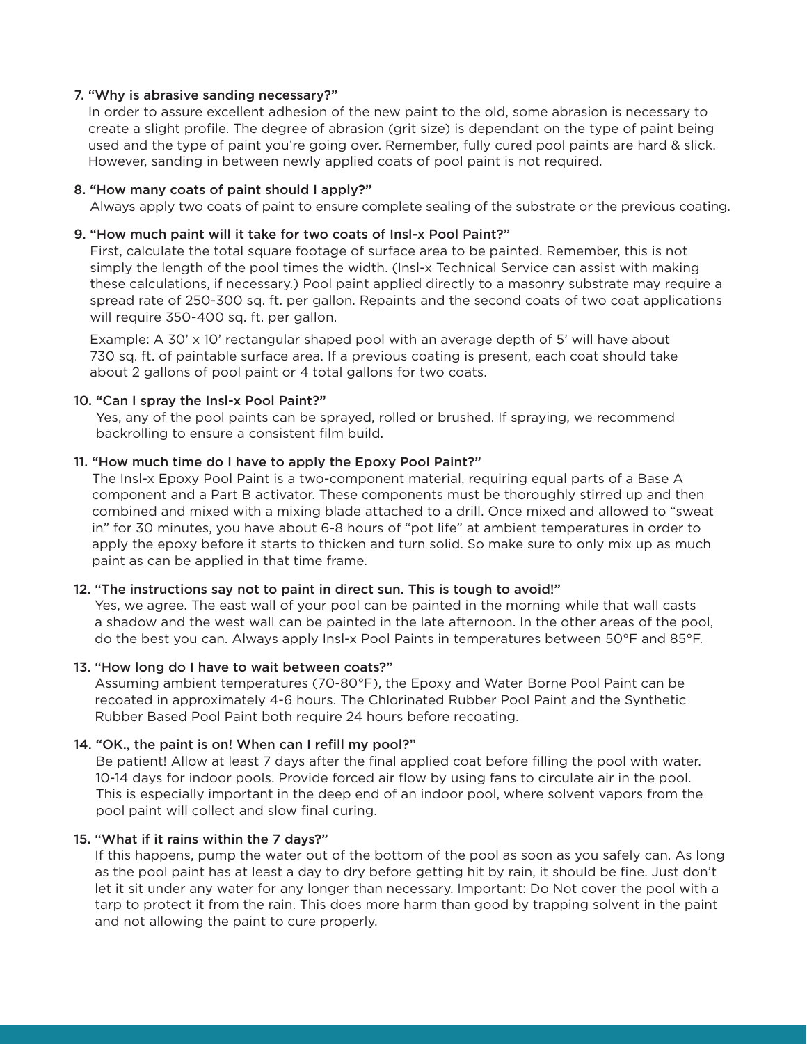**7. "Why is abrasive sanding necessary?"**

In order to assure excellent adhesion of the new paint to the old, some abrasion is necessary to create a slight profile. The degree of abrasion (grit size) is dependant on the type of paint being used and the type of paint you're going over. Remember, fully cured pool paints are hard & slick. However, sanding in between newly applied coats of pool paint is not required.

**8. "How many coats of paint should I apply?"**

Always apply two coats of paint to ensure complete sealing of the substrate or the previous coating.

**9. "How much paint will it take for two coats of Insl-x Pool Paint?"**

First, calculate the total square footage of surface area to be painted. Remember, this is not simply the length of the pool times the width. (Insl-x Technical Service can assist with making these calculations, if necessary.) Pool paint applied directly to a masonry substrate may require a spread rate of 250-300 sq. ft. per gallon. Repaints and the second coats of two coat applications will require 350-400 sq. ft. per gallon.

Example: A 30' x 10' rectangular shaped pool with an average depth of 5' will have about 730 sq. ft. of paintable surface area. If a previous coating is present, each coat should take about 2 gallons of pool paint or 4 total gallons for two coats.

**10. "Can I spray the Insl-x Pool Paint?"**

Yes, any of the pool paints can be sprayed, rolled or brushed. If spraying, we recommend backrolling to ensure a consistent film build.

**11. "How much time do I have to apply the Epoxy Pool Paint?"**

The Insl-x Epoxy Pool Paint is a two-component material, requiring equal parts of a Base A component and a Part B activator. These components must be thoroughly stirred up and then combined and mixed with a mixing blade attached to a drill. Once mixed and allowed to "sweat in" for 30 minutes, you have about 6-8 hours of "pot life" at ambient temperatures in order to apply the epoxy before it starts to thicken and turn solid. So make sure to only mix up as much paint as can be applied in that time frame.

**12. "The instructions say not to paint in direct sun. This is tough to avoid!"**

Yes, we agree. The east wall of your pool can be painted in the morning while that wall casts a shadow and the west wall can be painted in the late afternoon. In the other areas of the pool, do the best you can. Always apply Insl-x Pool Paints in temperatures between 50°F and 85°F.

**13. "How long do I have to wait between coats?"**

Assuming ambient temperatures (70-80°F), the Epoxy and Water Borne Pool Paint can be recoated in approximately 4-6 hours. The Chlorinated Rubber Pool Paint and the Synthetic Rubber Based Pool Paint both require 24 hours before recoating.

**14. "OK., the paint is on! When can I refill my pool?"**

Be patient! Allow at least 7 days after the final applied coat before filling the pool with water. 10-14 days for indoor pools. Provide forced air flow by using fans to circulate air in the pool. This is especially important in the deep end of an indoor pool, where solvent vapors from the pool paint will collect and slow final curing.

**15. "What if it rains within the 7 days?"**

If this happens, pump the water out of the bottom of the pool as soon as you safely can. As long as the pool paint has at least a day to dry before getting hit by rain, it should be fine. Just don't let it sit under any water for any longer than necessary. Important: Do Not cover the pool with a tarp to protect it from the rain. This does more harm than good by trapping solvent in the paint and not allowing the paint to cure properly.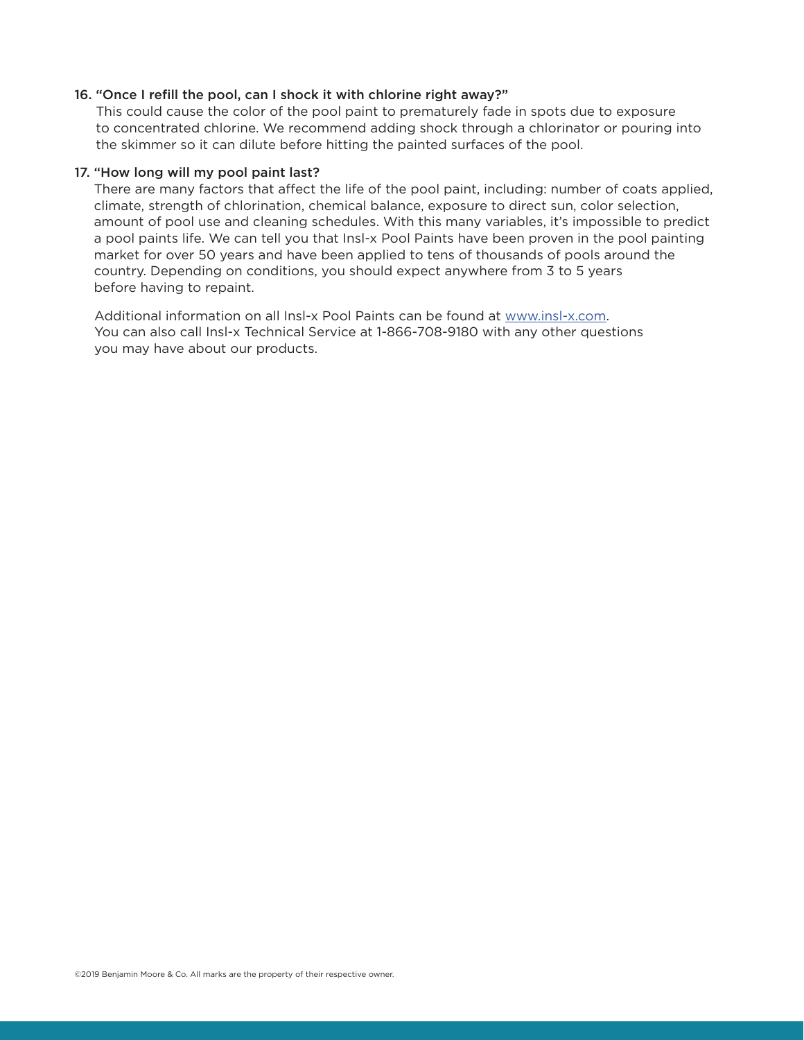16. **"Once I refill the pool, can I shock it with chlorine right away?"**
    This could cause the color of the pool paint to prematurely fade in spots due to exposure to concentrated chlorine. We recommend adding shock through a chlorinator or pouring into the skimmer so it can dilute before hitting the painted surfaces of the pool.

17. **"How long will my pool paint last?**
    There are many factors that affect the life of the pool paint, including: number of coats applied, climate, strength of chlorination, chemical balance, exposure to direct sun, color selection, amount of pool use and cleaning schedules. With this many variables, it's impossible to predict a pool paints life. We can tell you that Insl-x Pool Paints have been proven in the pool painting market for over 50 years and have been applied to tens of thousands of pools around the country. Depending on conditions, you should expect anywhere from 3 to 5 years before having to repaint.

    Additional information on all Insl-x Pool Paints can be found at www.insl-x.com. You can also call Insl-x Technical Service at 1-866-708-9180 with any other questions you may have about our products.

©2019 Benjamin Moore & Co. All marks are the property of their respective owner.